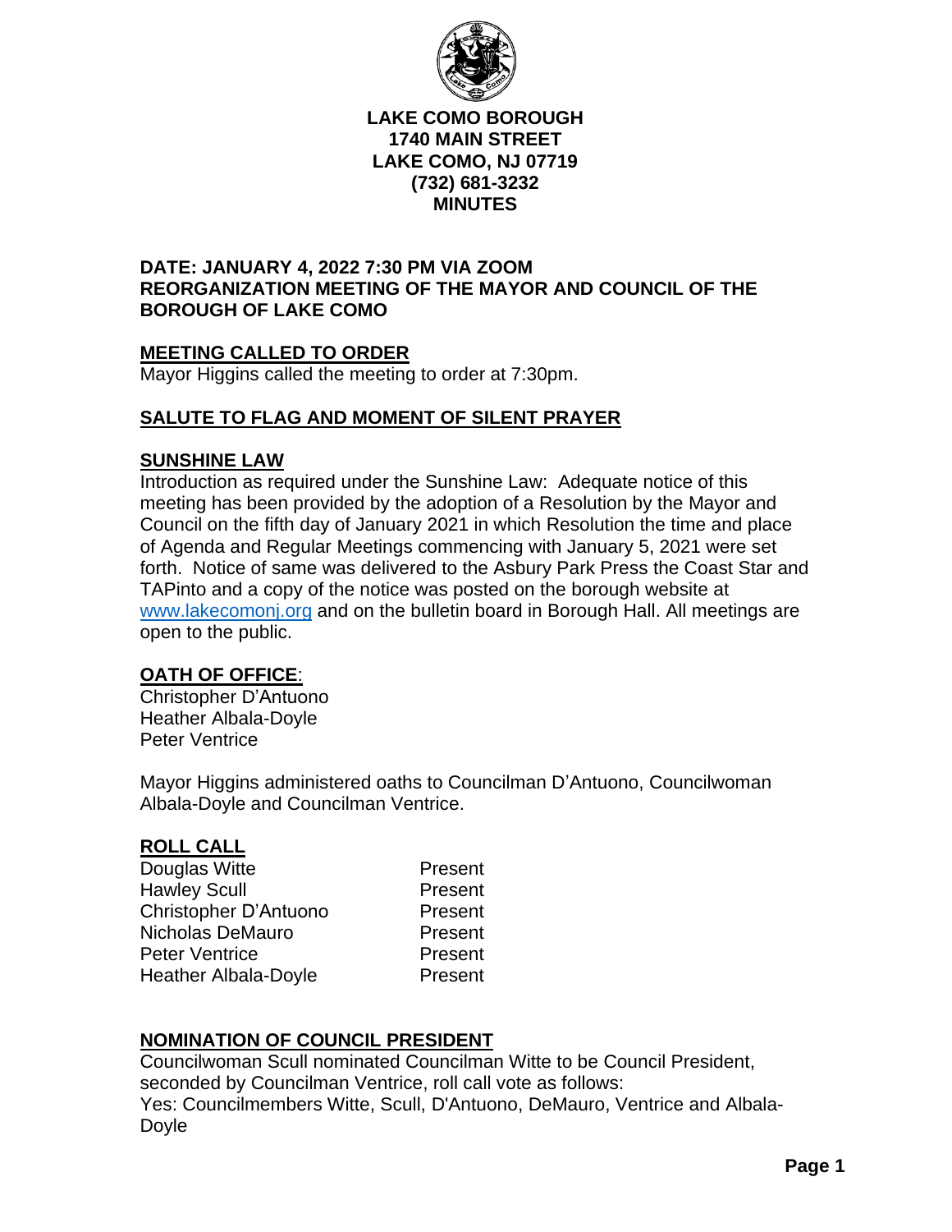**LAKE COMO BOROUGH**
**1740 MAIN STREET**
**LAKE COMO, NJ 07719**
**(732) 681-3232**
**MINUTES**

**DATE: JANUARY 4, 2022 7:30 PM VIA ZOOM**
**REORGANIZATION MEETING OF THE MAYOR AND COUNCIL OF THE BOROUGH OF LAKE COMO**

## MEETING CALLED TO ORDER

Mayor Higgins called the meeting to order at 7:30pm.

## SALUTE TO FLAG AND MOMENT OF SILENT PRAYER

## SUNSHINE LAW

Introduction as required under the Sunshine Law: Adequate notice of this meeting has been provided by the adoption of a Resolution by the Mayor and Council on the fifth day of January 2021 in which Resolution the time and place of Agenda and Regular Meetings commencing with January 5, 2021 were set forth. Notice of same was delivered to the Asbury Park Press the Coast Star and TAPinto and a copy of the notice was posted on the borough website at www.lakecomonj.org and on the bulletin board in Borough Hall. All meetings are open to the public.

## OATH OF OFFICE:

Christopher D'Antuono
Heather Albala-Doyle
Peter Ventrice

Mayor Higgins administered oaths to Councilman D'Antuono, Councilwoman Albala-Doyle and Councilman Ventrice.

## ROLL CALL

| | |
|---|---|
| Douglas Witte | Present |
| Hawley Scull | Present |
| Christopher D'Antuono | Present |
| Nicholas DeMauro | Present |
| Peter Ventrice | Present |
| Heather Albala-Doyle | Present |

## NOMINATION OF COUNCIL PRESIDENT

Councilwoman Scull nominated Councilman Witte to be Council President, seconded by Councilman Ventrice, roll call vote as follows:
Yes: Councilmembers Witte, Scull, D'Antuono, DeMauro, Ventrice and Albala-Doyle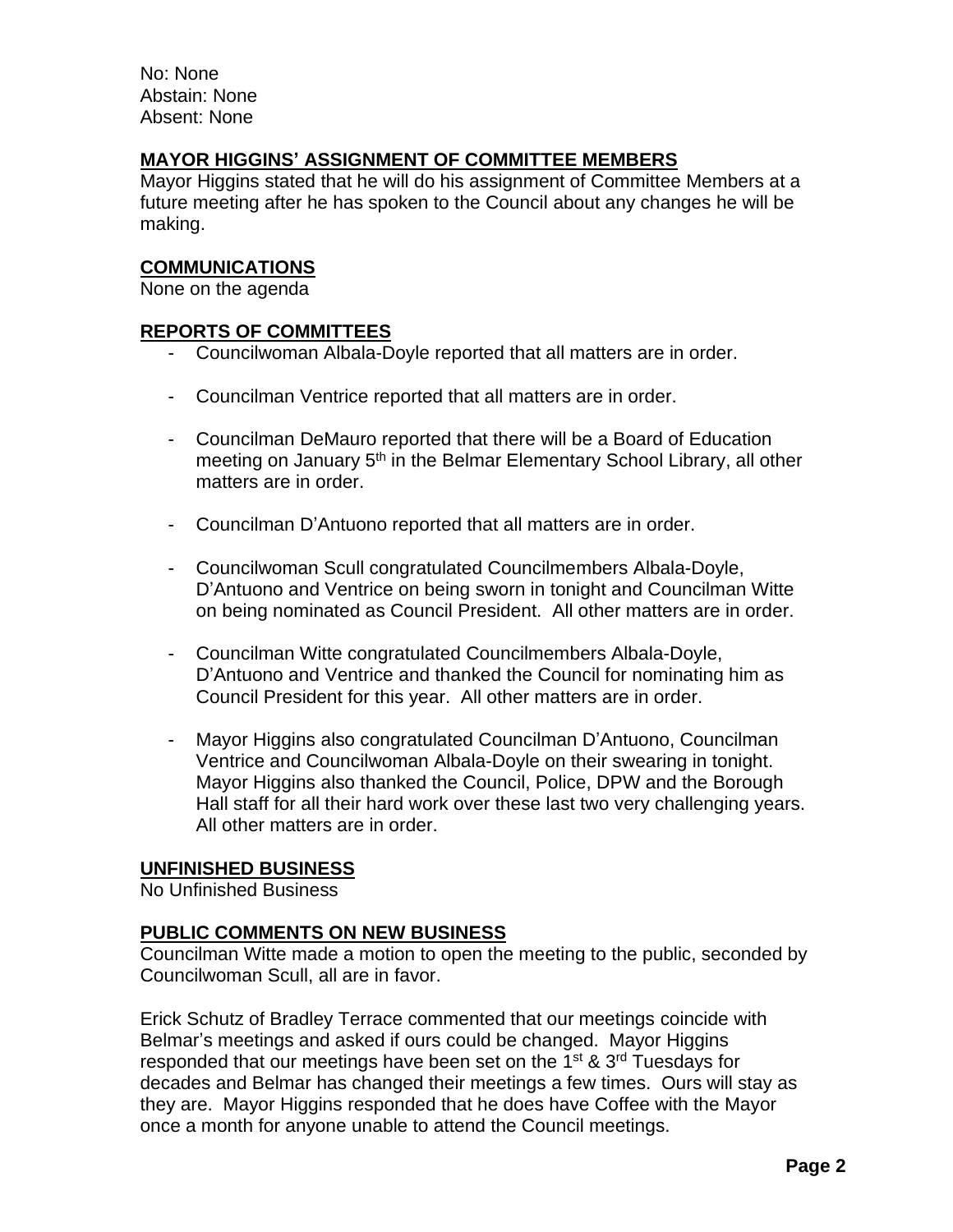No: None
Abstain: None
Absent: None

**MAYOR HIGGINS' ASSIGNMENT OF COMMITTEE MEMBERS**
Mayor Higgins stated that he will do his assignment of Committee Members at a future meeting after he has spoken to the Council about any changes he will be making.

**COMMUNICATIONS**
None on the agenda

**REPORTS OF COMMITTEES**

- Councilwoman Albala-Doyle reported that all matters are in order.
- Councilman Ventrice reported that all matters are in order.
- Councilman DeMauro reported that there will be a Board of Education meeting on January 5th in the Belmar Elementary School Library, all other matters are in order.
- Councilman D'Antuono reported that all matters are in order.
- Councilwoman Scull congratulated Councilmembers Albala-Doyle, D'Antuono and Ventrice on being sworn in tonight and Councilman Witte on being nominated as Council President. All other matters are in order.
- Councilman Witte congratulated Councilmembers Albala-Doyle, D'Antuono and Ventrice and thanked the Council for nominating him as Council President for this year. All other matters are in order.
- Mayor Higgins also congratulated Councilman D'Antuono, Councilman Ventrice and Councilwoman Albala-Doyle on their swearing in tonight. Mayor Higgins also thanked the Council, Police, DPW and the Borough Hall staff for all their hard work over these last two very challenging years. All other matters are in order.

**UNFINISHED BUSINESS**
No Unfinished Business

**PUBLIC COMMENTS ON NEW BUSINESS**
Councilman Witte made a motion to open the meeting to the public, seconded by Councilwoman Scull, all are in favor.

Erick Schutz of Bradley Terrace commented that our meetings coincide with Belmar's meetings and asked if ours could be changed. Mayor Higgins responded that our meetings have been set on the 1st & 3rd Tuesdays for decades and Belmar has changed their meetings a few times. Ours will stay as they are. Mayor Higgins responded that he does have Coffee with the Mayor once a month for anyone unable to attend the Council meetings.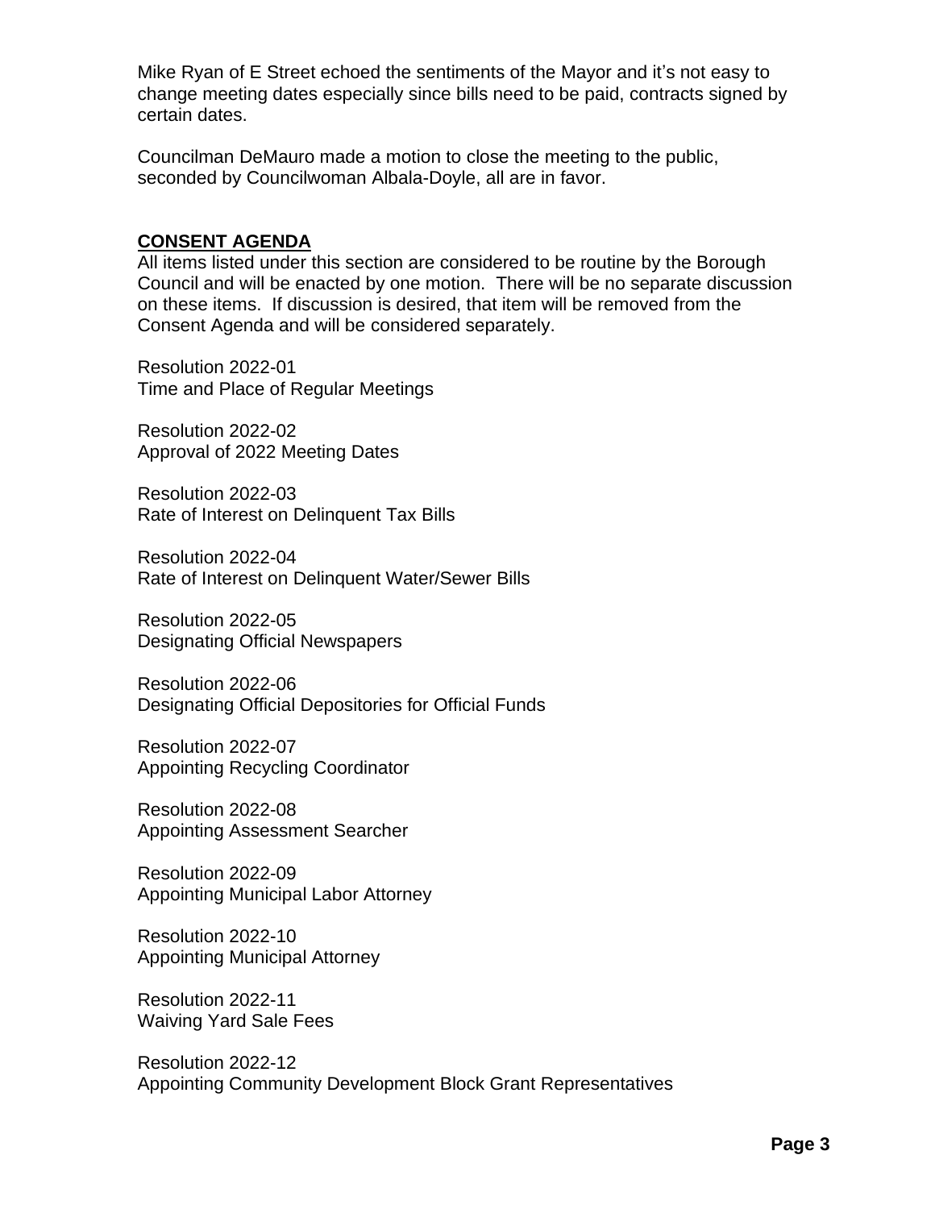Mike Ryan of E Street echoed the sentiments of the Mayor and it's not easy to change meeting dates especially since bills need to be paid, contracts signed by certain dates.

Councilman DeMauro made a motion to close the meeting to the public, seconded by Councilwoman Albala-Doyle, all are in favor.

## CONSENT AGENDA

All items listed under this section are considered to be routine by the Borough Council and will be enacted by one motion. There will be no separate discussion on these items. If discussion is desired, that item will be removed from the Consent Agenda and will be considered separately.

Resolution 2022-01
Time and Place of Regular Meetings

Resolution 2022-02
Approval of 2022 Meeting Dates

Resolution 2022-03
Rate of Interest on Delinquent Tax Bills

Resolution 2022-04
Rate of Interest on Delinquent Water/Sewer Bills

Resolution 2022-05
Designating Official Newspapers

Resolution 2022-06
Designating Official Depositories for Official Funds

Resolution 2022-07
Appointing Recycling Coordinator

Resolution 2022-08
Appointing Assessment Searcher

Resolution 2022-09
Appointing Municipal Labor Attorney

Resolution 2022-10
Appointing Municipal Attorney

Resolution 2022-11
Waiving Yard Sale Fees

Resolution 2022-12
Appointing Community Development Block Grant Representatives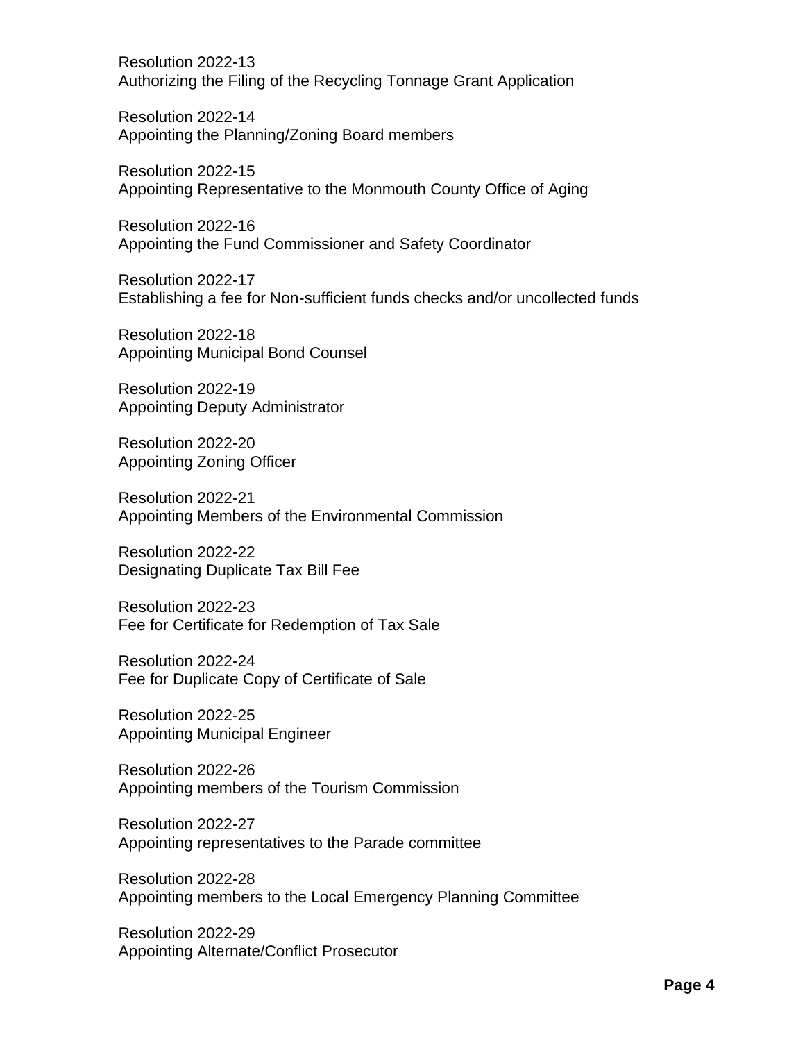Resolution 2022-13
Authorizing the Filing of the Recycling Tonnage Grant Application

Resolution 2022-14
Appointing the Planning/Zoning Board members

Resolution 2022-15
Appointing Representative to the Monmouth County Office of Aging

Resolution 2022-16
Appointing the Fund Commissioner and Safety Coordinator

Resolution 2022-17
Establishing a fee for Non-sufficient funds checks and/or uncollected funds

Resolution 2022-18
Appointing Municipal Bond Counsel

Resolution 2022-19
Appointing Deputy Administrator

Resolution 2022-20
Appointing Zoning Officer

Resolution 2022-21
Appointing Members of the Environmental Commission

Resolution 2022-22
Designating Duplicate Tax Bill Fee

Resolution 2022-23
Fee for Certificate for Redemption of Tax Sale

Resolution 2022-24
Fee for Duplicate Copy of Certificate of Sale

Resolution 2022-25
Appointing Municipal Engineer

Resolution 2022-26
Appointing members of the Tourism Commission

Resolution 2022-27
Appointing representatives to the Parade committee

Resolution 2022-28
Appointing members to the Local Emergency Planning Committee

Resolution 2022-29
Appointing Alternate/Conflict Prosecutor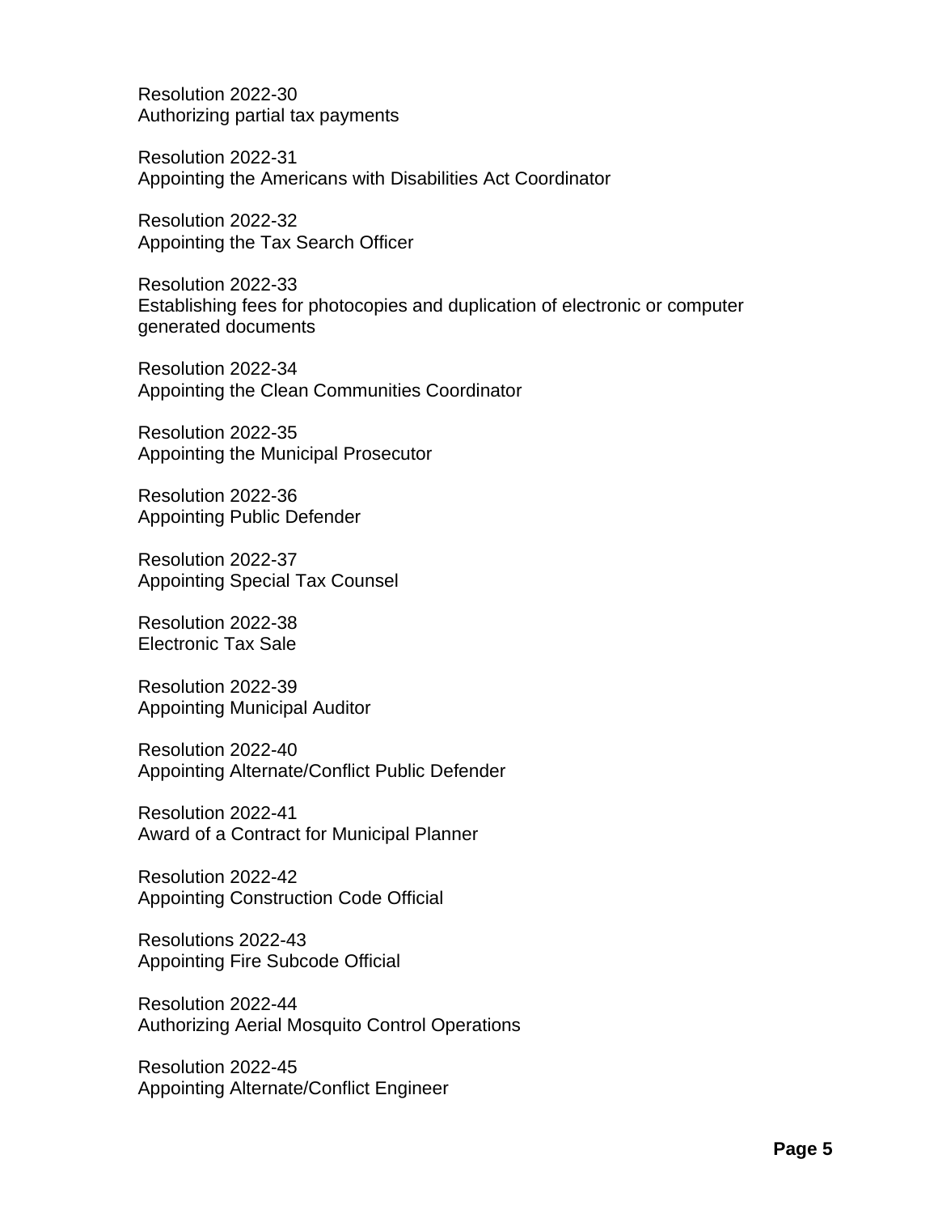Resolution 2022-30
Authorizing partial tax payments

Resolution 2022-31
Appointing the Americans with Disabilities Act Coordinator

Resolution 2022-32
Appointing the Tax Search Officer

Resolution 2022-33
Establishing fees for photocopies and duplication of electronic or computer generated documents

Resolution 2022-34
Appointing the Clean Communities Coordinator

Resolution 2022-35
Appointing the Municipal Prosecutor

Resolution 2022-36
Appointing Public Defender

Resolution 2022-37
Appointing Special Tax Counsel

Resolution 2022-38
Electronic Tax Sale

Resolution 2022-39
Appointing Municipal Auditor

Resolution 2022-40
Appointing Alternate/Conflict Public Defender

Resolution 2022-41
Award of a Contract for Municipal Planner

Resolution 2022-42
Appointing Construction Code Official

Resolutions 2022-43
Appointing Fire Subcode Official

Resolution 2022-44
Authorizing Aerial Mosquito Control Operations

Resolution 2022-45
Appointing Alternate/Conflict Engineer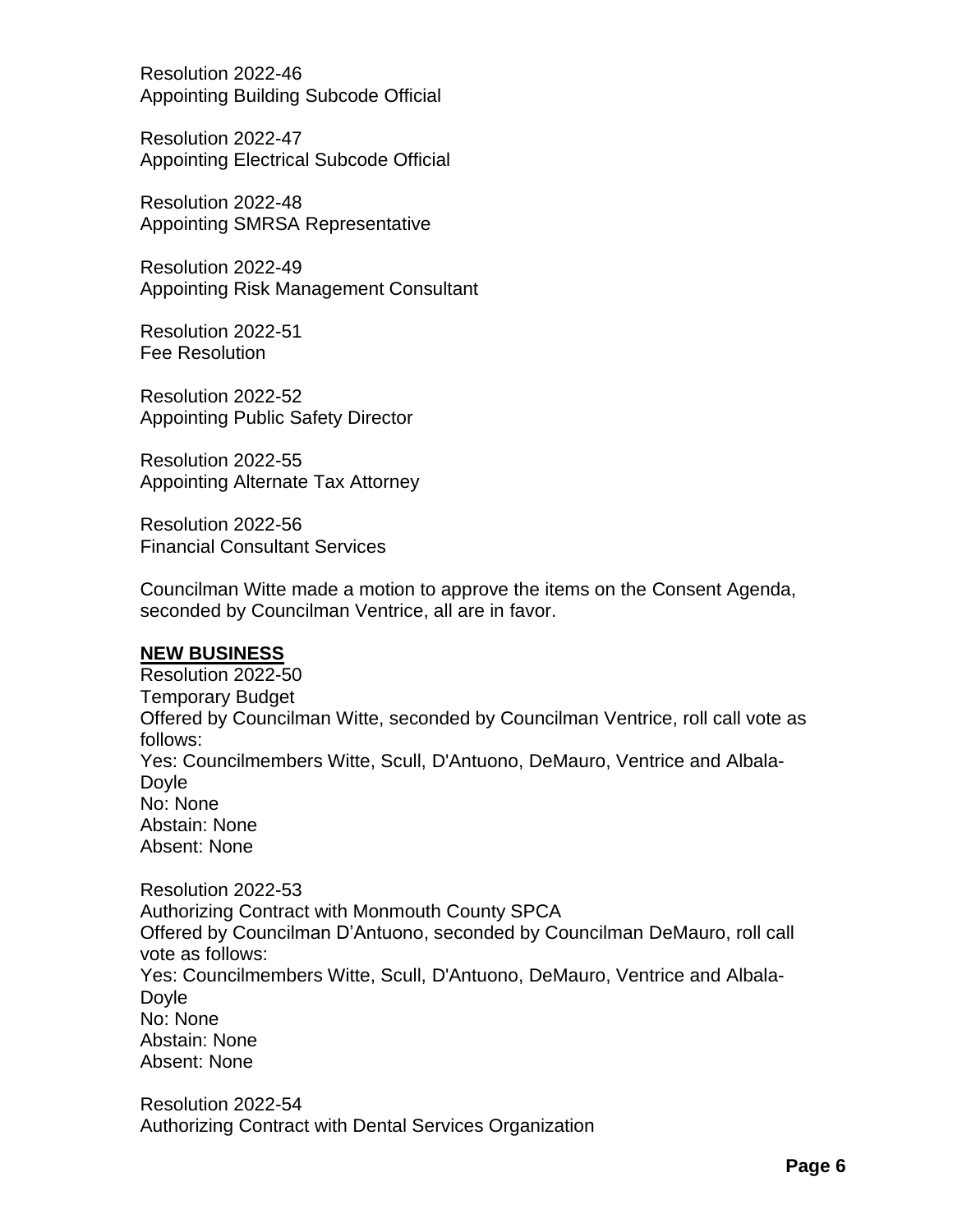Resolution 2022-46
Appointing Building Subcode Official

Resolution 2022-47
Appointing Electrical Subcode Official

Resolution 2022-48
Appointing SMRSA Representative

Resolution 2022-49
Appointing Risk Management Consultant

Resolution 2022-51
Fee Resolution

Resolution 2022-52
Appointing Public Safety Director

Resolution 2022-55
Appointing Alternate Tax Attorney

Resolution 2022-56
Financial Consultant Services

Councilman Witte made a motion to approve the items on the Consent Agenda, seconded by Councilman Ventrice, all are in favor.

**NEW BUSINESS**

Resolution 2022-50
Temporary Budget
Offered by Councilman Witte, seconded by Councilman Ventrice, roll call vote as follows:
Yes: Councilmembers Witte, Scull, D'Antuono, DeMauro, Ventrice and Albala-Doyle
No: None
Abstain: None
Absent: None

Resolution 2022-53
Authorizing Contract with Monmouth County SPCA
Offered by Councilman D'Antuono, seconded by Councilman DeMauro, roll call vote as follows:
Yes: Councilmembers Witte, Scull, D'Antuono, DeMauro, Ventrice and Albala-Doyle
No: None
Abstain: None
Absent: None

Resolution 2022-54
Authorizing Contract with Dental Services Organization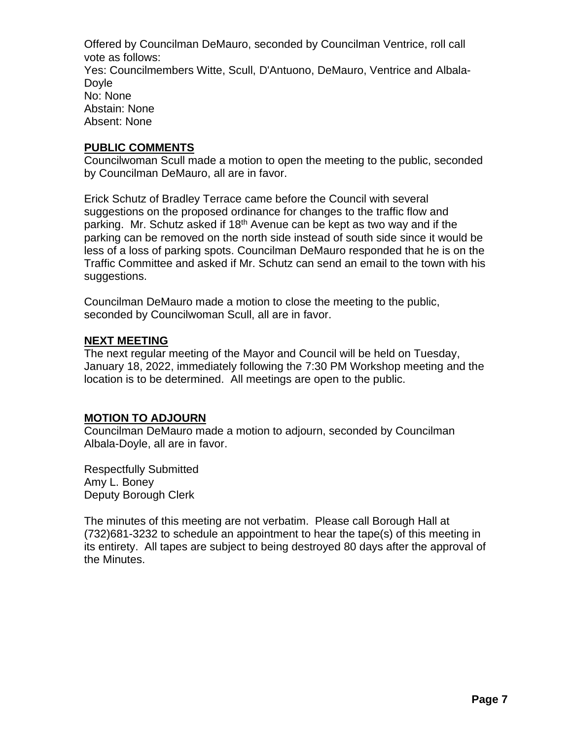Offered by Councilman DeMauro, seconded by Councilman Ventrice, roll call vote as follows:
Yes: Councilmembers Witte, Scull, D'Antuono, DeMauro, Ventrice and Albala-Doyle
No: None
Abstain: None
Absent: None

**PUBLIC COMMENTS**

Councilwoman Scull made a motion to open the meeting to the public, seconded by Councilman DeMauro, all are in favor.

Erick Schutz of Bradley Terrace came before the Council with several suggestions on the proposed ordinance for changes to the traffic flow and parking. Mr. Schutz asked if 18th Avenue can be kept as two way and if the parking can be removed on the north side instead of south side since it would be less of a loss of parking spots. Councilman DeMauro responded that he is on the Traffic Committee and asked if Mr. Schutz can send an email to the town with his suggestions.

Councilman DeMauro made a motion to close the meeting to the public, seconded by Councilwoman Scull, all are in favor.

**NEXT MEETING**

The next regular meeting of the Mayor and Council will be held on Tuesday, January 18, 2022, immediately following the 7:30 PM Workshop meeting and the location is to be determined. All meetings are open to the public.

**MOTION TO ADJOURN**

Councilman DeMauro made a motion to adjourn, seconded by Councilman Albala-Doyle, all are in favor.

Respectfully Submitted
Amy L. Boney
Deputy Borough Clerk

The minutes of this meeting are not verbatim. Please call Borough Hall at (732)681-3232 to schedule an appointment to hear the tape(s) of this meeting in its entirety. All tapes are subject to being destroyed 80 days after the approval of the Minutes.